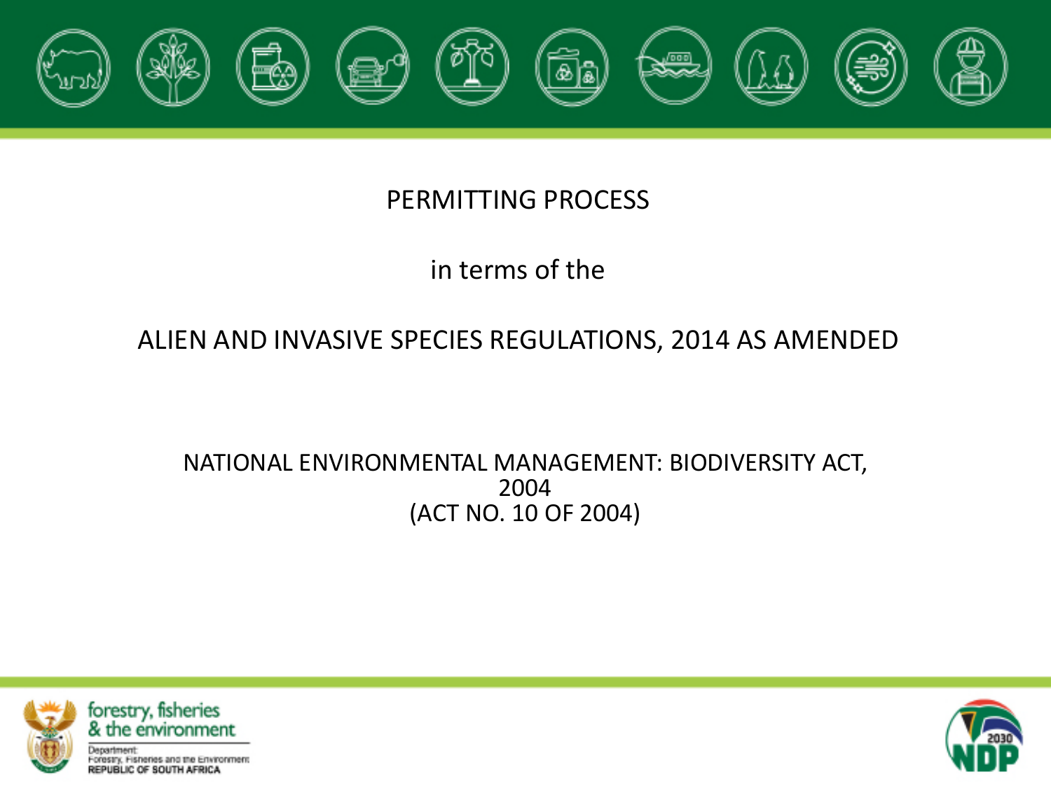# PERMITTING PROCESS

in terms of the

## ALIEN AND INVASIVE SPECIES REGULATIONS, 2014 AS AMENDED

NATIONAL ENVIRONMENTAL MANAGEMENT: BIODIVERSITY ACT, 2004
(ACT NO. 10 OF 2004)

forestry, fisheries & the environment

Department:
Forestry, Fisheries and the Environment
REPUBLIC OF SOUTH AFRICA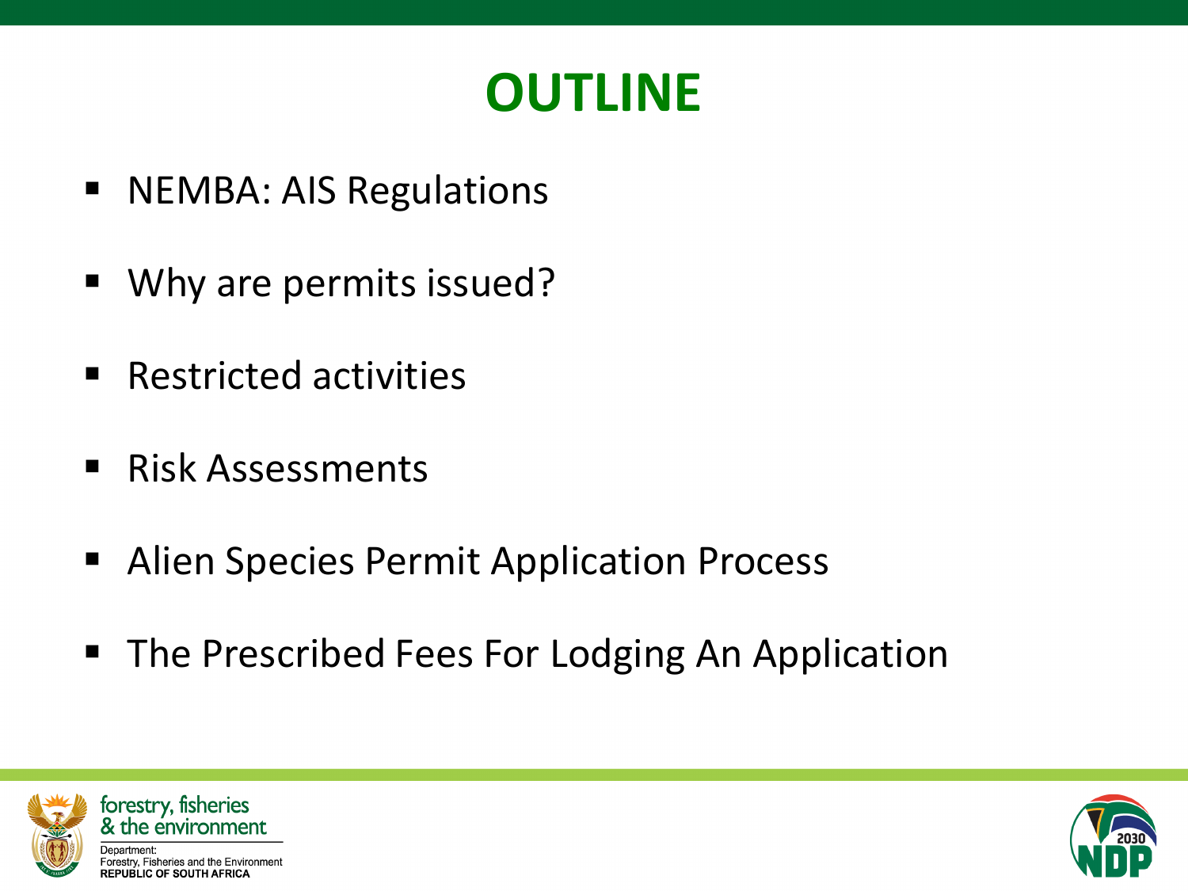# OUTLINE

- NEMBA: AIS Regulations
- Why are permits issued?
- Restricted activities
- Risk Assessments
- Alien Species Permit Application Process
- The Prescribed Fees For Lodging An Application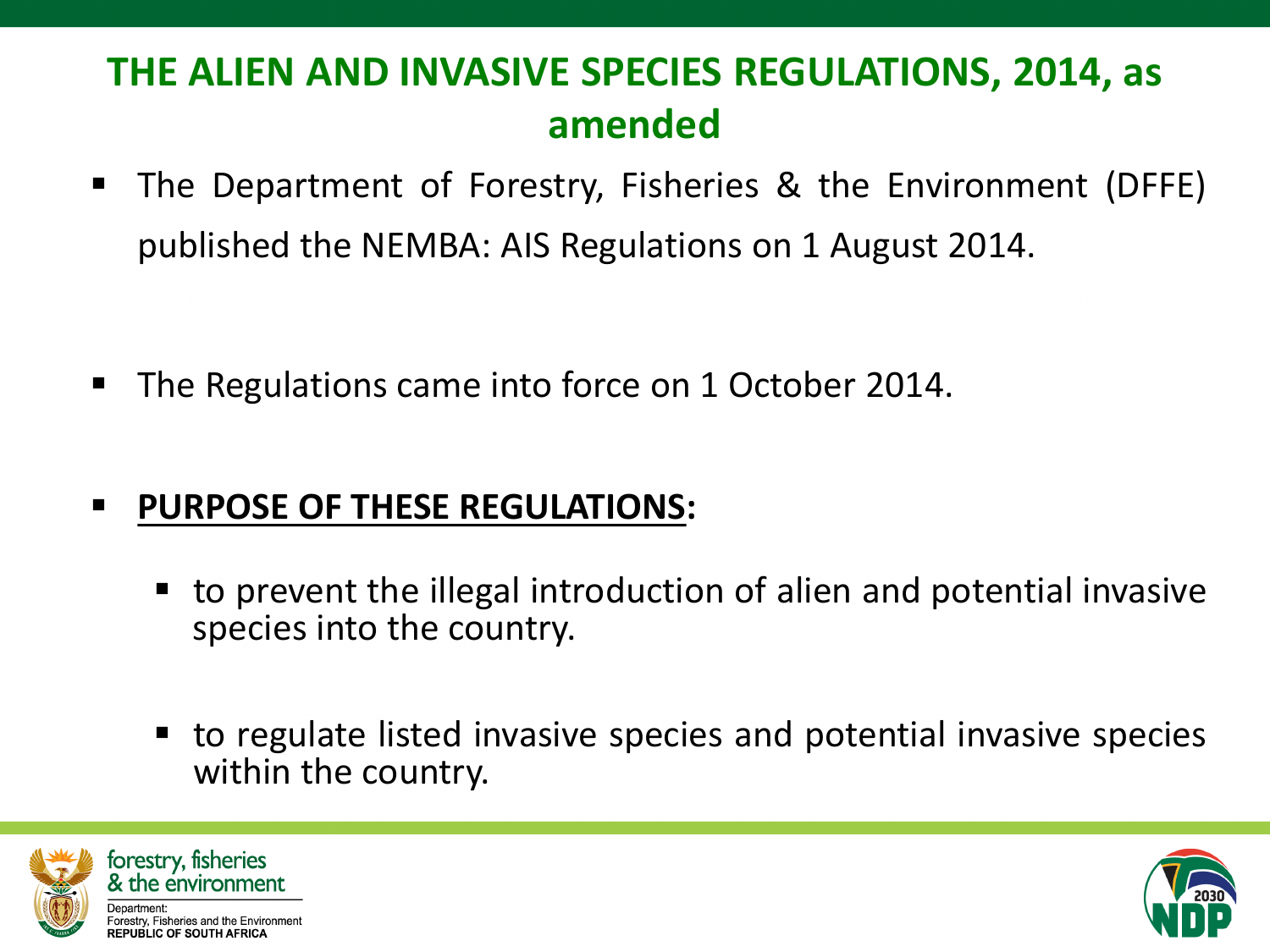# THE ALIEN AND INVASIVE SPECIES REGULATIONS, 2014, as amended

- The Department of Forestry, Fisheries & the Environment (DFFE) published the NEMBA: AIS Regulations on 1 August 2014.

- The Regulations came into force on 1 October 2014.

- **PURPOSE OF THESE REGULATIONS:**
  - to prevent the illegal introduction of alien and potential invasive species into the country.
  - to regulate listed invasive species and potential invasive species within the country.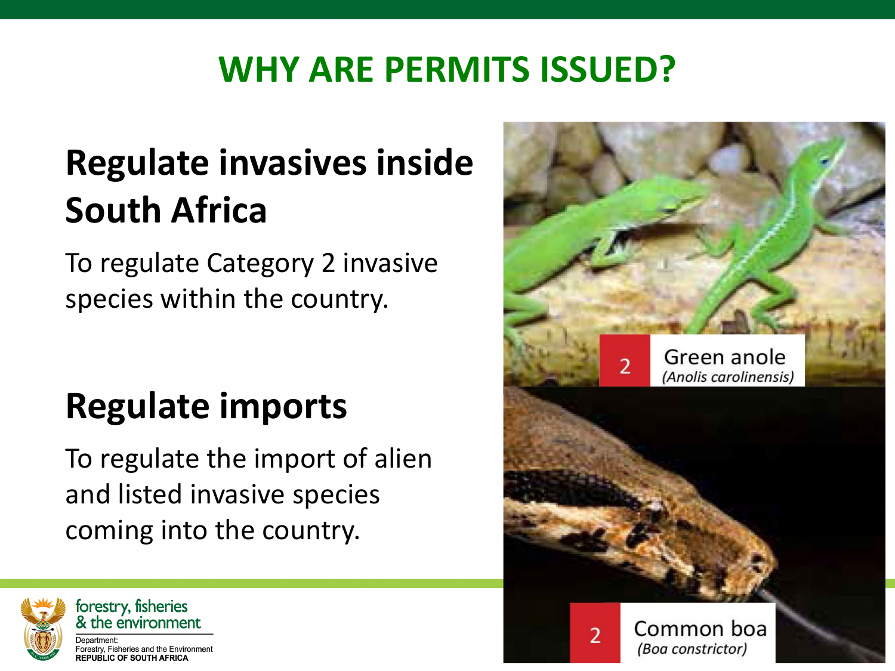# WHY ARE PERMITS ISSUED?

## Regulate invasives inside South Africa

To regulate Category 2 invasive species within the country.

## Regulate imports

To regulate the import of alien and listed invasive species coming into the country.

2 Green anole *(Anolis carolinensis)*

2 Common boa *(Boa constrictor)*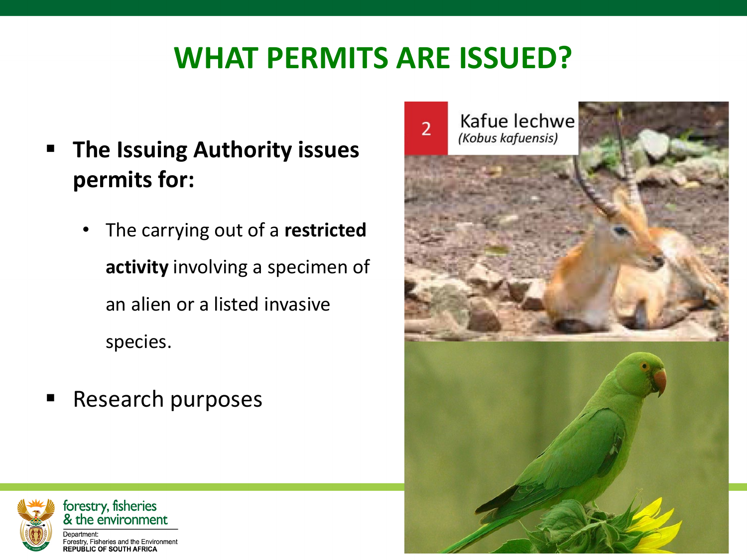# WHAT PERMITS ARE ISSUED?

- **The Issuing Authority issues permits for:**
  - The carrying out of a **restricted activity** involving a specimen of an alien or a listed invasive species.
- Research purposes

2 Kafue lechwe *(Kobus kafuensis)*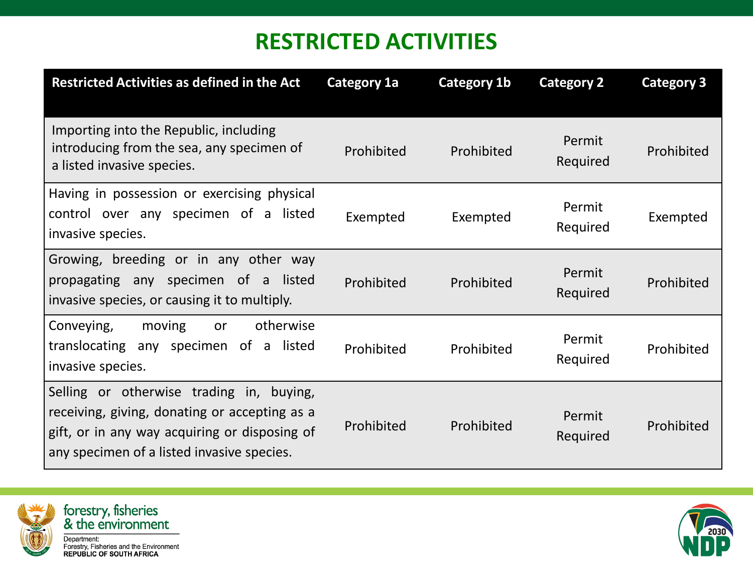# RESTRICTED ACTIVITIES

| Restricted Activities as defined in the Act | Category 1a | Category 1b | Category 2 | Category 3 |
| --- | --- | --- | --- | --- |
| Importing into the Republic, including introducing from the sea, any specimen of a listed invasive species. | Prohibited | Prohibited | Permit Required | Prohibited |
| Having in possession or exercising physical control over any specimen of a listed invasive species. | Exempted | Exempted | Permit Required | Exempted |
| Growing, breeding or in any other way propagating any specimen of a listed invasive species, or causing it to multiply. | Prohibited | Prohibited | Permit Required | Prohibited |
| Conveying, moving or otherwise translocating any specimen of a listed invasive species. | Prohibited | Prohibited | Permit Required | Prohibited |
| Selling or otherwise trading in, buying, receiving, giving, donating or accepting as a gift, or in any way acquiring or disposing of any specimen of a listed invasive species. | Prohibited | Prohibited | Permit Required | Prohibited |

forestry, fisheries & the environment

Department: Forestry, Fisheries and the Environment
REPUBLIC OF SOUTH AFRICA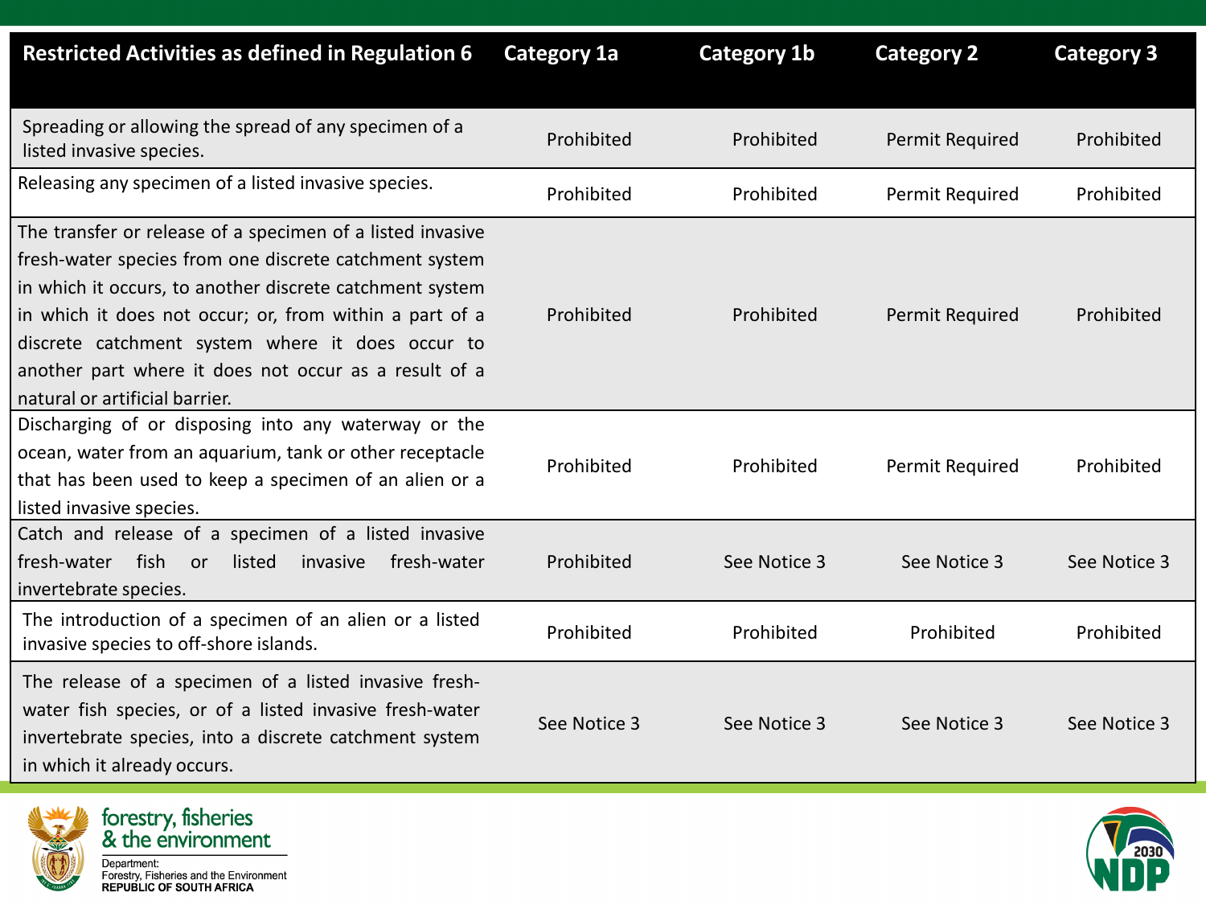| Restricted Activities as defined in Regulation 6 | Category 1a | Category 1b | Category 2 | Category 3 |
|---|---|---|---|---|
| Spreading or allowing the spread of any specimen of a listed invasive species. | Prohibited | Prohibited | Permit Required | Prohibited |
| Releasing any specimen of a listed invasive species. | Prohibited | Prohibited | Permit Required | Prohibited |
| The transfer or release of a specimen of a listed invasive fresh-water species from one discrete catchment system in which it occurs, to another discrete catchment system in which it does not occur; or, from within a part of a discrete catchment system where it does occur to another part where it does not occur as a result of a natural or artificial barrier. | Prohibited | Prohibited | Permit Required | Prohibited |
| Discharging of or disposing into any waterway or the ocean, water from an aquarium, tank or other receptacle that has been used to keep a specimen of an alien or a listed invasive species. | Prohibited | Prohibited | Permit Required | Prohibited |
| Catch and release of a specimen of a listed invasive fresh-water fish or listed invasive fresh-water invertebrate species. | Prohibited | See Notice 3 | See Notice 3 | See Notice 3 |
| The introduction of a specimen of an alien or a listed invasive species to off-shore islands. | Prohibited | Prohibited | Prohibited | Prohibited |
| The release of a specimen of a listed invasive fresh-water fish species, or of a listed invasive fresh-water invertebrate species, into a discrete catchment system in which it already occurs. | See Notice 3 | See Notice 3 | See Notice 3 | See Notice 3 |

forestry, fisheries & the environment

Department: Forestry, Fisheries and the Environment
REPUBLIC OF SOUTH AFRICA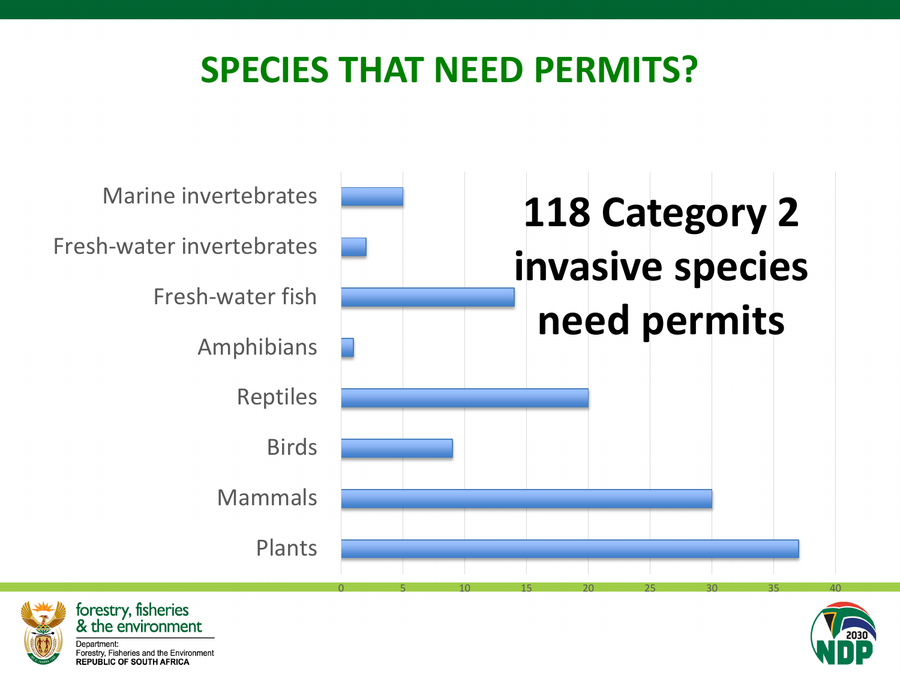# SPECIES THAT NEED PERMITS?

**118 Category 2 invasive species need permits**

| Group | Number of species |
| --- | --- |
| Marine invertebrates | 5 |
| Fresh-water invertebrates | 2 |
| Fresh-water fish | 14 |
| Amphibians | 1 |
| Reptiles | 20 |
| Birds | 9 |
| Mammals | 30 |
| Plants | 37 |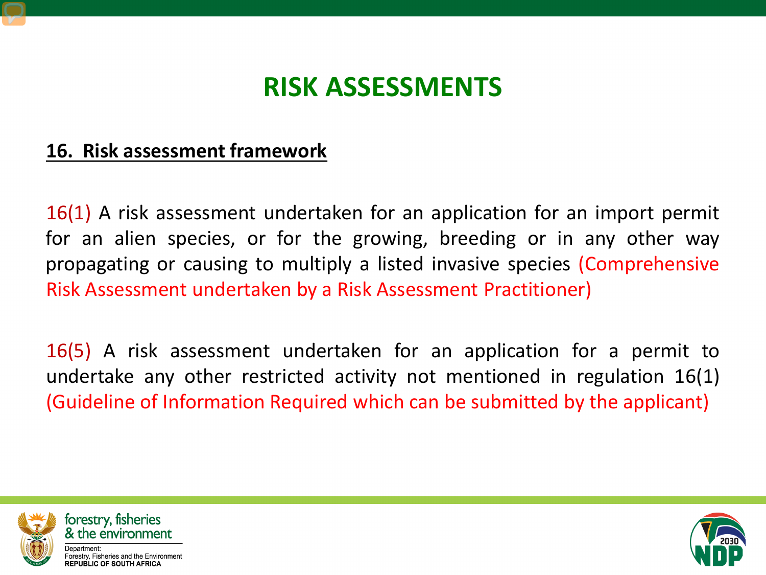# RISK ASSESSMENTS

**16. Risk assessment framework**

16(1) A risk assessment undertaken for an application for an import permit for an alien species, or for the growing, breeding or in any other way propagating or causing to multiply a listed invasive species (Comprehensive Risk Assessment undertaken by a Risk Assessment Practitioner)

16(5) A risk assessment undertaken for an application for a permit to undertake any other restricted activity not mentioned in regulation 16(1) (Guideline of Information Required which can be submitted by the applicant)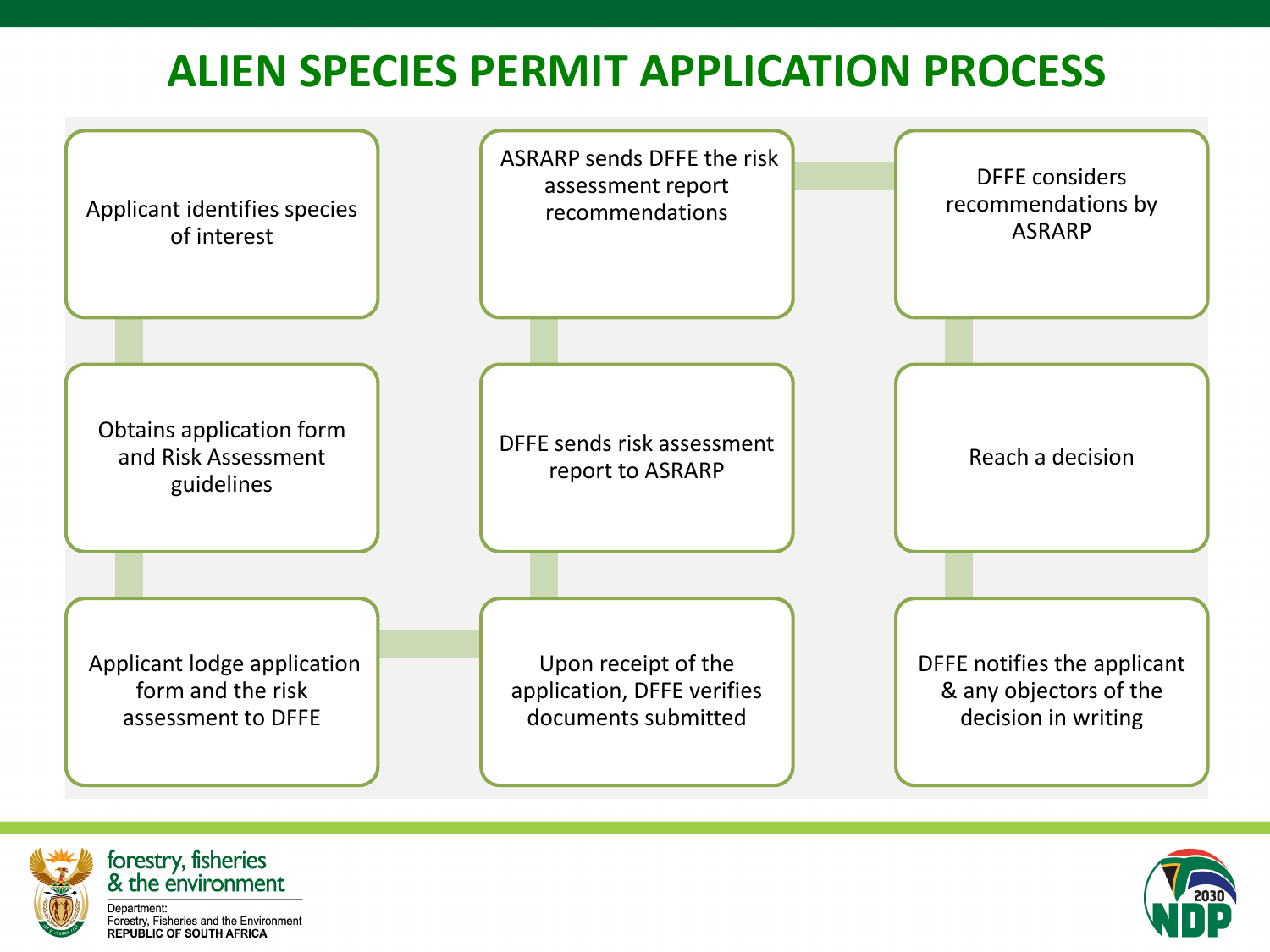# ALIEN SPECIES PERMIT APPLICATION PROCESS

1. Applicant identifies species of interest
2. Obtains application form and Risk Assessment guidelines
3. Applicant lodge application form and the risk assessment to DFFE
4. Upon receipt of the application, DFFE verifies documents submitted
5. DFFE sends risk assessment report to ASRARP
6. ASRARP sends DFFE the risk assessment report recommendations
7. DFFE considers recommendations by ASRARP
8. Reach a decision
9. DFFE notifies the applicant & any objectors of the decision in writing

forestry, fisheries & the environment

Department:
Forestry, Fisheries and the Environment
**REPUBLIC OF SOUTH AFRICA**

2030 NDP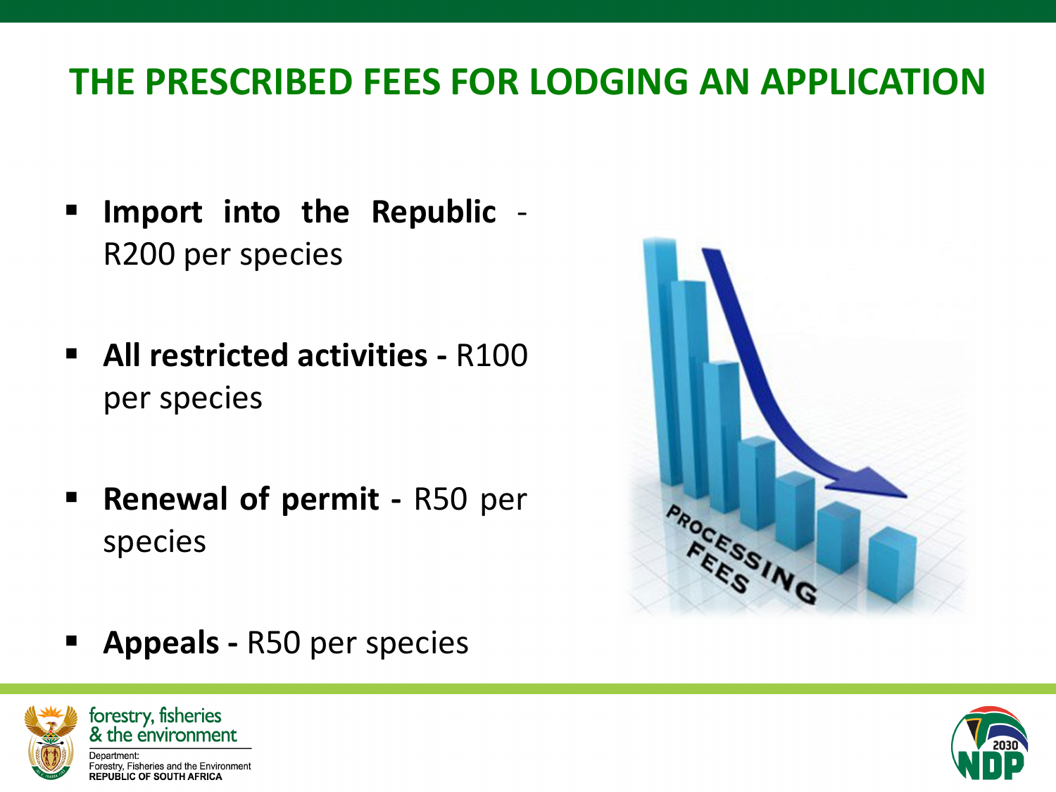# THE PRESCRIBED FEES FOR LODGING AN APPLICATION

- **Import into the Republic** - R200 per species
- **All restricted activities -** R100 per species
- **Renewal of permit -** R50 per species
- **Appeals -** R50 per species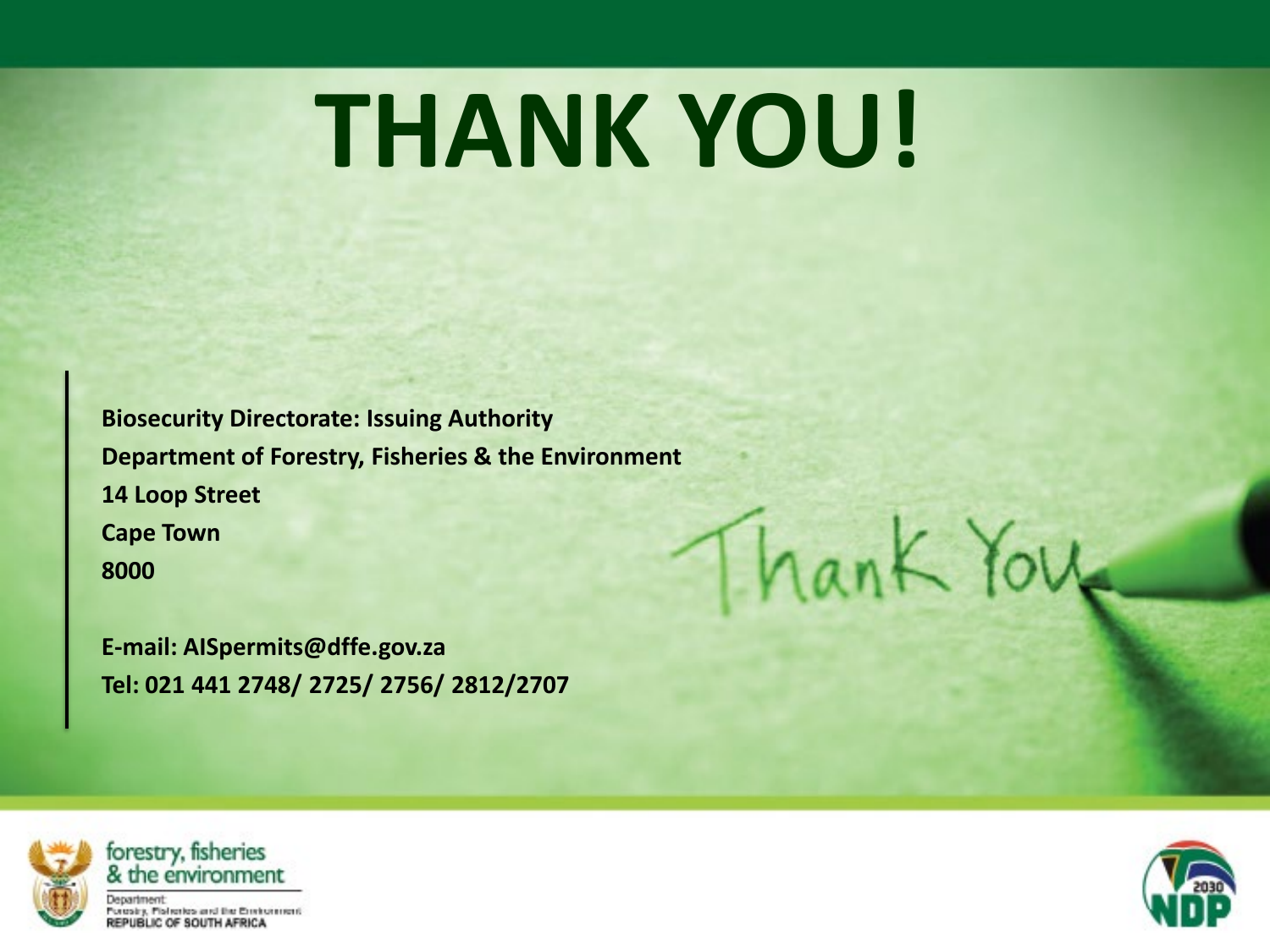# THANK YOU!

**Biosecurity Directorate: Issuing Authority**
**Department of Forestry, Fisheries & the Environment**
**14 Loop Street**
**Cape Town**
**8000**

**E-mail: AISpermits@dffe.gov.za**
**Tel: 021 441 2748/ 2725/ 2756/ 2812/2707**